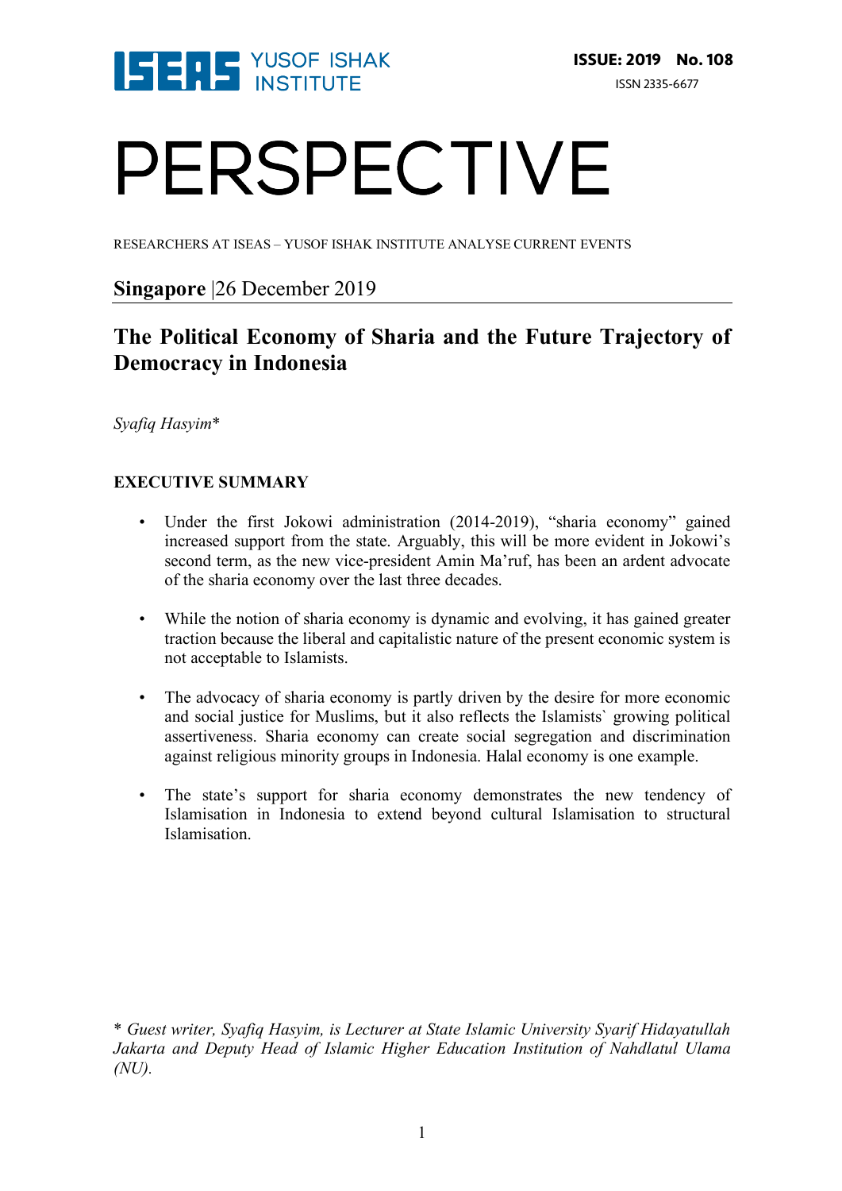ISEAS YUSOF ISHAK INSTITUTE

**ISSUE: 2019 No. 108**

ISSN 2335-6677

# PERSPECTIVE

RESEARCHERS AT ISEAS – YUSOF ISHAK INSTITUTE ANALYSE CURRENT EVENTS

**Singapore** |26 December 2019

## The Political Economy of Sharia and the Future Trajectory of Democracy in Indonesia

*Syafiq Hasyim**

### EXECUTIVE SUMMARY

- Under the first Jokowi administration (2014-2019), "sharia economy" gained increased support from the state. Arguably, this will be more evident in Jokowi's second term, as the new vice-president Amin Ma'ruf, has been an ardent advocate of the sharia economy over the last three decades.
- While the notion of sharia economy is dynamic and evolving, it has gained greater traction because the liberal and capitalistic nature of the present economic system is not acceptable to Islamists.
- The advocacy of sharia economy is partly driven by the desire for more economic and social justice for Muslims, but it also reflects the Islamists` growing political assertiveness. Sharia economy can create social segregation and discrimination against religious minority groups in Indonesia. Halal economy is one example.
- The state's support for sharia economy demonstrates the new tendency of Islamisation in Indonesia to extend beyond cultural Islamisation to structural Islamisation.

* *Guest writer, Syafiq Hasyim, is Lecturer at State Islamic University Syarif Hidayatullah Jakarta and Deputy Head of Islamic Higher Education Institution of Nahdlatul Ulama (NU).*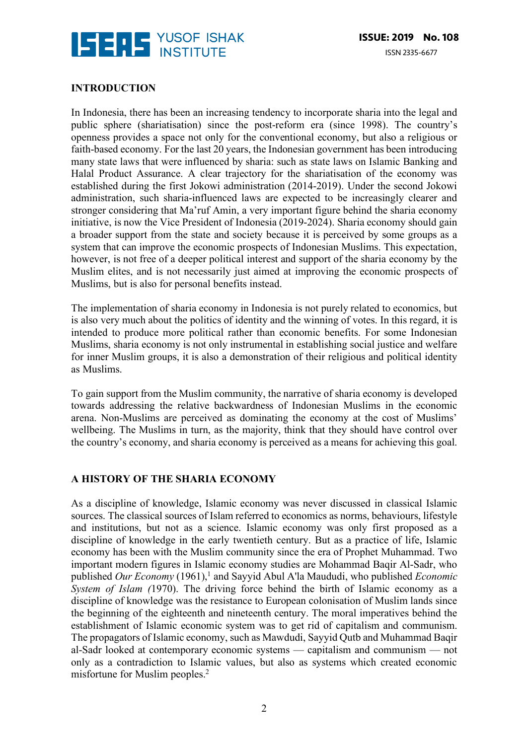## INTRODUCTION

In Indonesia, there has been an increasing tendency to incorporate sharia into the legal and public sphere (shariatisation) since the post-reform era (since 1998). The country's openness provides a space not only for the conventional economy, but also a religious or faith-based economy. For the last 20 years, the Indonesian government has been introducing many state laws that were influenced by sharia: such as state laws on Islamic Banking and Halal Product Assurance. A clear trajectory for the shariatisation of the economy was established during the first Jokowi administration (2014-2019). Under the second Jokowi administration, such sharia-influenced laws are expected to be increasingly clearer and stronger considering that Ma'ruf Amin, a very important figure behind the sharia economy initiative, is now the Vice President of Indonesia (2019-2024). Sharia economy should gain a broader support from the state and society because it is perceived by some groups as a system that can improve the economic prospects of Indonesian Muslims. This expectation, however, is not free of a deeper political interest and support of the sharia economy by the Muslim elites, and is not necessarily just aimed at improving the economic prospects of Muslims, but is also for personal benefits instead.

The implementation of sharia economy in Indonesia is not purely related to economics, but is also very much about the politics of identity and the winning of votes. In this regard, it is intended to produce more political rather than economic benefits. For some Indonesian Muslims, sharia economy is not only instrumental in establishing social justice and welfare for inner Muslim groups, it is also a demonstration of their religious and political identity as Muslims.

To gain support from the Muslim community, the narrative of sharia economy is developed towards addressing the relative backwardness of Indonesian Muslims in the economic arena. Non-Muslims are perceived as dominating the economy at the cost of Muslims' wellbeing. The Muslims in turn, as the majority, think that they should have control over the country's economy, and sharia economy is perceived as a means for achieving this goal.

## A HISTORY OF THE SHARIA ECONOMY

As a discipline of knowledge, Islamic economy was never discussed in classical Islamic sources. The classical sources of Islam referred to economics as norms, behaviours, lifestyle and institutions, but not as a science. Islamic economy was only first proposed as a discipline of knowledge in the early twentieth century. But as a practice of life, Islamic economy has been with the Muslim community since the era of Prophet Muhammad. Two important modern figures in Islamic economy studies are Mohammad Baqir Al-Sadr, who published *Our Economy* (1961),[1] and Sayyid Abul A'la Maududi, who published *Economic System of Islam (*1970). The driving force behind the birth of Islamic economy as a discipline of knowledge was the resistance to European colonisation of Muslim lands since the beginning of the eighteenth and nineteenth century. The moral imperatives behind the establishment of Islamic economic system was to get rid of capitalism and communism. The propagators of Islamic economy, such as Mawdudi, Sayyid Qutb and Muhammad Baqir al-Sadr looked at contemporary economic systems — capitalism and communism — not only as a contradiction to Islamic values, but also as systems which created economic misfortune for Muslim peoples.[2]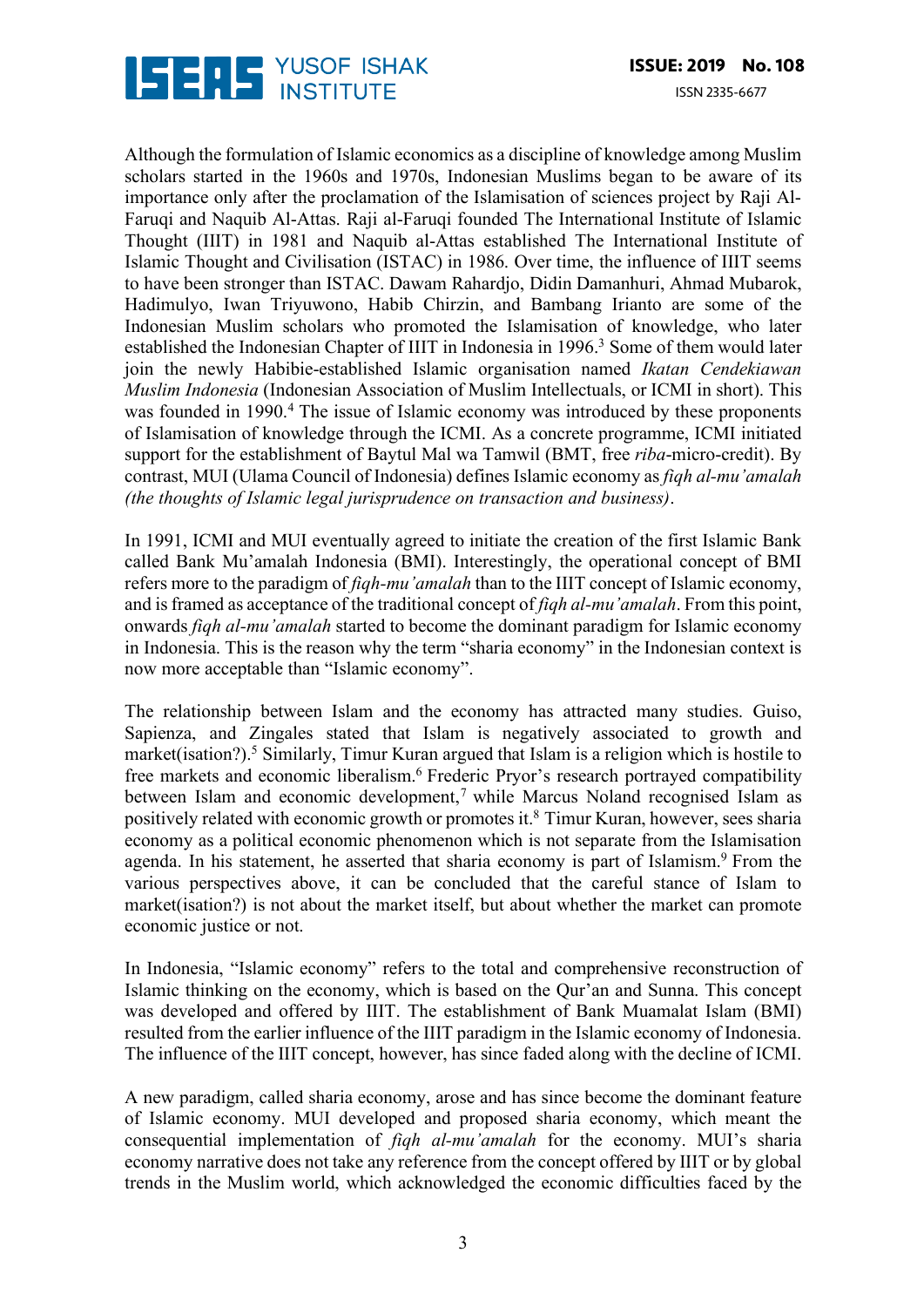Although the formulation of Islamic economics as a discipline of knowledge among Muslim scholars started in the 1960s and 1970s, Indonesian Muslims began to be aware of its importance only after the proclamation of the Islamisation of sciences project by Raji Al-Faruqi and Naquib Al-Attas. Raji al-Faruqi founded The International Institute of Islamic Thought (IIIT) in 1981 and Naquib al-Attas established The International Institute of Islamic Thought and Civilisation (ISTAC) in 1986. Over time, the influence of IIIT seems to have been stronger than ISTAC. Dawam Rahardjo, Didin Damanhuri, Ahmad Mubarok, Hadimulyo, Iwan Triyuwono, Habib Chirzin, and Bambang Irianto are some of the Indonesian Muslim scholars who promoted the Islamisation of knowledge, who later established the Indonesian Chapter of IIIT in Indonesia in 1996.[3] Some of them would later join the newly Habibie-established Islamic organisation named *Ikatan Cendekiawan Muslim Indonesia* (Indonesian Association of Muslim Intellectuals, or ICMI in short). This was founded in 1990.[4] The issue of Islamic economy was introduced by these proponents of Islamisation of knowledge through the ICMI. As a concrete programme, ICMI initiated support for the establishment of Baytul Mal wa Tamwil (BMT, free *riba*-micro-credit). By contrast, MUI (Ulama Council of Indonesia) defines Islamic economy as *fiqh al-mu'amalah (the thoughts of Islamic legal jurisprudence on transaction and business)*.

In 1991, ICMI and MUI eventually agreed to initiate the creation of the first Islamic Bank called Bank Mu'amalah Indonesia (BMI). Interestingly, the operational concept of BMI refers more to the paradigm of *fiqh-mu'amalah* than to the IIIT concept of Islamic economy, and is framed as acceptance of the traditional concept of *fiqh al-mu'amalah*. From this point, onwards *fiqh al-mu'amalah* started to become the dominant paradigm for Islamic economy in Indonesia. This is the reason why the term "sharia economy" in the Indonesian context is now more acceptable than "Islamic economy".

The relationship between Islam and the economy has attracted many studies. Guiso, Sapienza, and Zingales stated that Islam is negatively associated to growth and market(isation?).[5] Similarly, Timur Kuran argued that Islam is a religion which is hostile to free markets and economic liberalism.[6] Frederic Pryor's research portrayed compatibility between Islam and economic development,[7] while Marcus Noland recognised Islam as positively related with economic growth or promotes it.[8] Timur Kuran, however, sees sharia economy as a political economic phenomenon which is not separate from the Islamisation agenda. In his statement, he asserted that sharia economy is part of Islamism.[9] From the various perspectives above, it can be concluded that the careful stance of Islam to market(isation?) is not about the market itself, but about whether the market can promote economic justice or not.

In Indonesia, "Islamic economy" refers to the total and comprehensive reconstruction of Islamic thinking on the economy, which is based on the Qur'an and Sunna. This concept was developed and offered by IIIT. The establishment of Bank Muamalat Islam (BMI) resulted from the earlier influence of the IIIT paradigm in the Islamic economy of Indonesia. The influence of the IIIT concept, however, has since faded along with the decline of ICMI.

A new paradigm, called sharia economy, arose and has since become the dominant feature of Islamic economy. MUI developed and proposed sharia economy, which meant the consequential implementation of *fiqh al-mu'amalah* for the economy. MUI's sharia economy narrative does not take any reference from the concept offered by IIIT or by global trends in the Muslim world, which acknowledged the economic difficulties faced by the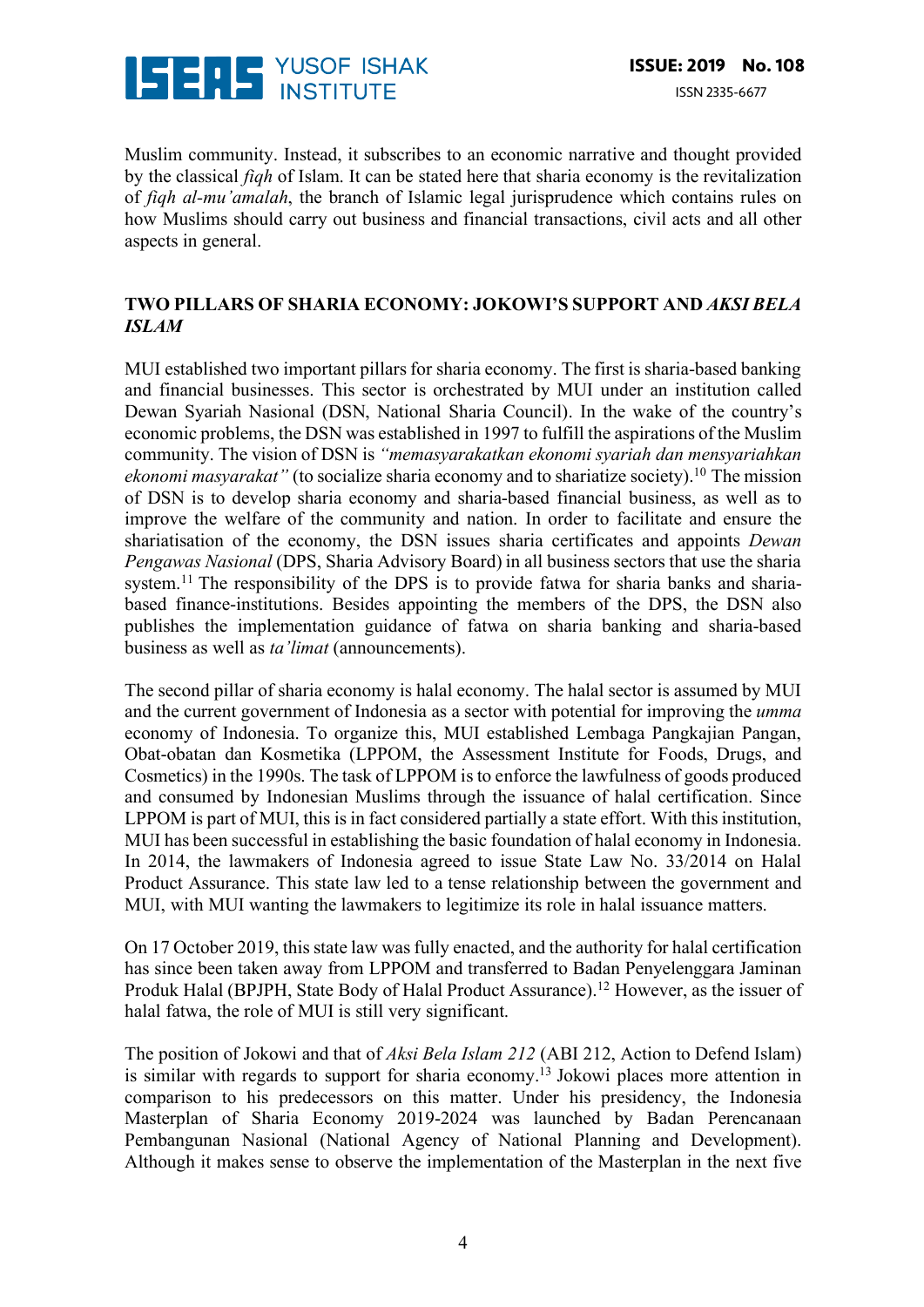Muslim community. Instead, it subscribes to an economic narrative and thought provided by the classical *fiqh* of Islam. It can be stated here that sharia economy is the revitalization of *fiqh al-mu'amalah*, the branch of Islamic legal jurisprudence which contains rules on how Muslims should carry out business and financial transactions, civil acts and all other aspects in general.

## TWO PILLARS OF SHARIA ECONOMY: JOKOWI'S SUPPORT AND *AKSI BELA ISLAM*

MUI established two important pillars for sharia economy. The first is sharia-based banking and financial businesses. This sector is orchestrated by MUI under an institution called Dewan Syariah Nasional (DSN, National Sharia Council). In the wake of the country's economic problems, the DSN was established in 1997 to fulfill the aspirations of the Muslim community. The vision of DSN is *"memasyarakatkan ekonomi syariah dan mensyariahkan ekonomi masyarakat"* (to socialize sharia economy and to shariatize society).[10] The mission of DSN is to develop sharia economy and sharia-based financial business, as well as to improve the welfare of the community and nation. In order to facilitate and ensure the shariatisation of the economy, the DSN issues sharia certificates and appoints *Dewan Pengawas Nasional* (DPS, Sharia Advisory Board) in all business sectors that use the sharia system.[11] The responsibility of the DPS is to provide fatwa for sharia banks and sharia-based finance-institutions. Besides appointing the members of the DPS, the DSN also publishes the implementation guidance of fatwa on sharia banking and sharia-based business as well as *ta'limat* (announcements).

The second pillar of sharia economy is halal economy. The halal sector is assumed by MUI and the current government of Indonesia as a sector with potential for improving the *umma* economy of Indonesia. To organize this, MUI established Lembaga Pangkajian Pangan, Obat-obatan dan Kosmetika (LPPOM, the Assessment Institute for Foods, Drugs, and Cosmetics) in the 1990s. The task of LPPOM is to enforce the lawfulness of goods produced and consumed by Indonesian Muslims through the issuance of halal certification. Since LPPOM is part of MUI, this is in fact considered partially a state effort. With this institution, MUI has been successful in establishing the basic foundation of halal economy in Indonesia. In 2014, the lawmakers of Indonesia agreed to issue State Law No. 33/2014 on Halal Product Assurance. This state law led to a tense relationship between the government and MUI, with MUI wanting the lawmakers to legitimize its role in halal issuance matters.

On 17 October 2019, this state law was fully enacted, and the authority for halal certification has since been taken away from LPPOM and transferred to Badan Penyelenggara Jaminan Produk Halal (BPJPH, State Body of Halal Product Assurance).[12] However, as the issuer of halal fatwa, the role of MUI is still very significant.

The position of Jokowi and that of *Aksi Bela Islam 212* (ABI 212, Action to Defend Islam) is similar with regards to support for sharia economy.[13] Jokowi places more attention in comparison to his predecessors on this matter. Under his presidency, the Indonesia Masterplan of Sharia Economy 2019-2024 was launched by Badan Perencanaan Pembangunan Nasional (National Agency of National Planning and Development). Although it makes sense to observe the implementation of the Masterplan in the next five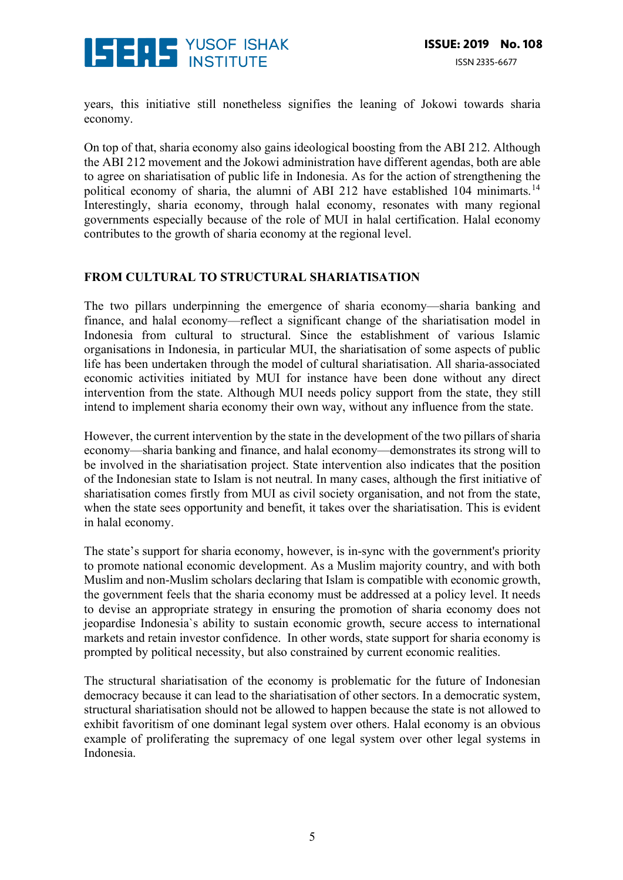years, this initiative still nonetheless signifies the leaning of Jokowi towards sharia economy.

On top of that, sharia economy also gains ideological boosting from the ABI 212. Although the ABI 212 movement and the Jokowi administration have different agendas, both are able to agree on shariatisation of public life in Indonesia. As for the action of strengthening the political economy of sharia, the alumni of ABI 212 have established 104 minimarts.[14] Interestingly, sharia economy, through halal economy, resonates with many regional governments especially because of the role of MUI in halal certification. Halal economy contributes to the growth of sharia economy at the regional level.

## FROM CULTURAL TO STRUCTURAL SHARIATISATION

The two pillars underpinning the emergence of sharia economy—sharia banking and finance, and halal economy—reflect a significant change of the shariatisation model in Indonesia from cultural to structural. Since the establishment of various Islamic organisations in Indonesia, in particular MUI, the shariatisation of some aspects of public life has been undertaken through the model of cultural shariatisation. All sharia-associated economic activities initiated by MUI for instance have been done without any direct intervention from the state. Although MUI needs policy support from the state, they still intend to implement sharia economy their own way, without any influence from the state.

However, the current intervention by the state in the development of the two pillars of sharia economy—sharia banking and finance, and halal economy—demonstrates its strong will to be involved in the shariatisation project. State intervention also indicates that the position of the Indonesian state to Islam is not neutral. In many cases, although the first initiative of shariatisation comes firstly from MUI as civil society organisation, and not from the state, when the state sees opportunity and benefit, it takes over the shariatisation. This is evident in halal economy.

The state's support for sharia economy, however, is in-sync with the government's priority to promote national economic development. As a Muslim majority country, and with both Muslim and non-Muslim scholars declaring that Islam is compatible with economic growth, the government feels that the sharia economy must be addressed at a policy level. It needs to devise an appropriate strategy in ensuring the promotion of sharia economy does not jeopardise Indonesia`s ability to sustain economic growth, secure access to international markets and retain investor confidence. In other words, state support for sharia economy is prompted by political necessity, but also constrained by current economic realities.

The structural shariatisation of the economy is problematic for the future of Indonesian democracy because it can lead to the shariatisation of other sectors. In a democratic system, structural shariatisation should not be allowed to happen because the state is not allowed to exhibit favoritism of one dominant legal system over others. Halal economy is an obvious example of proliferating the supremacy of one legal system over other legal systems in Indonesia.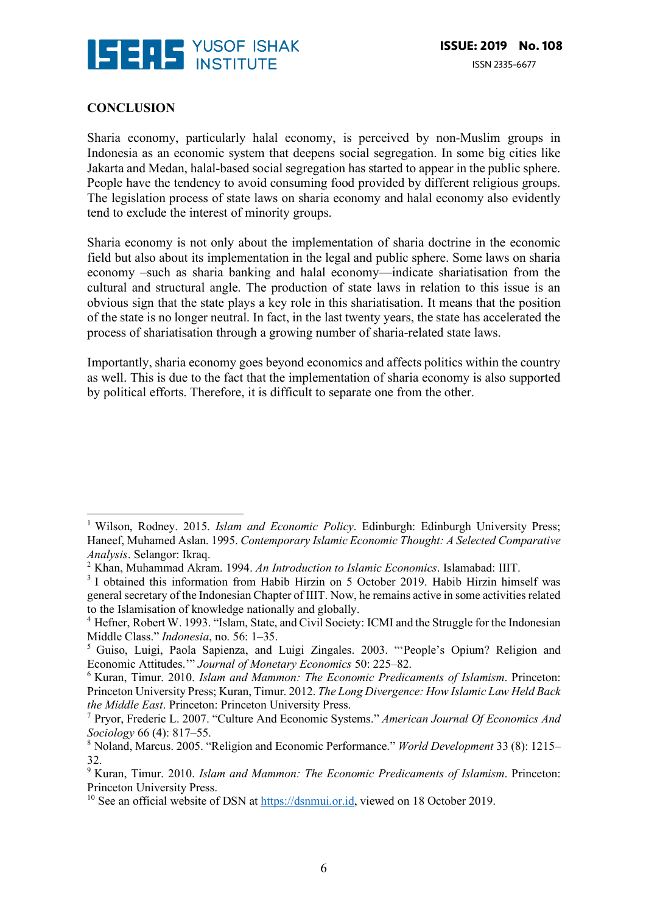## CONCLUSION

Sharia economy, particularly halal economy, is perceived by non-Muslim groups in Indonesia as an economic system that deepens social segregation. In some big cities like Jakarta and Medan, halal-based social segregation has started to appear in the public sphere. People have the tendency to avoid consuming food provided by different religious groups. The legislation process of state laws on sharia economy and halal economy also evidently tend to exclude the interest of minority groups.

Sharia economy is not only about the implementation of sharia doctrine in the economic field but also about its implementation in the legal and public sphere. Some laws on sharia economy –such as sharia banking and halal economy—indicate shariatisation from the cultural and structural angle. The production of state laws in relation to this issue is an obvious sign that the state plays a key role in this shariatisation. It means that the position of the state is no longer neutral. In fact, in the last twenty years, the state has accelerated the process of shariatisation through a growing number of sharia-related state laws.

Importantly, sharia economy goes beyond economics and affects politics within the country as well. This is due to the fact that the implementation of sharia economy is also supported by political efforts. Therefore, it is difficult to separate one from the other.

---

[1] Wilson, Rodney. 2015. *Islam and Economic Policy*. Edinburgh: Edinburgh University Press; Haneef, Muhamed Aslan. 1995. *Contemporary Islamic Economic Thought: A Selected Comparative Analysis*. Selangor: Ikraq.

[2] Khan, Muhammad Akram. 1994. *An Introduction to Islamic Economics*. Islamabad: IIIT.

[3] I obtained this information from Habib Hirzin on 5 October 2019. Habib Hirzin himself was general secretary of the Indonesian Chapter of IIIT. Now, he remains active in some activities related to the Islamisation of knowledge nationally and globally.

[4] Hefner, Robert W. 1993. "Islam, State, and Civil Society: ICMI and the Struggle for the Indonesian Middle Class." *Indonesia*, no. 56: 1–35.

[5] Guiso, Luigi, Paola Sapienza, and Luigi Zingales. 2003. "'People's Opium? Religion and Economic Attitudes.'" *Journal of Monetary Economics* 50: 225–82.

[6] Kuran, Timur. 2010. *Islam and Mammon: The Economic Predicaments of Islamism*. Princeton: Princeton University Press; Kuran, Timur. 2012. *The Long Divergence: How Islamic Law Held Back the Middle East*. Princeton: Princeton University Press.

[7] Pryor, Frederic L. 2007. "Culture And Economic Systems." *American Journal Of Economics And Sociology* 66 (4): 817–55.

[8] Noland, Marcus. 2005. "Religion and Economic Performance." *World Development* 33 (8): 1215–32.

[9] Kuran, Timur. 2010. *Islam and Mammon: The Economic Predicaments of Islamism*. Princeton: Princeton University Press.

[10] See an official website of DSN at https://dsnmui.or.id, viewed on 18 October 2019.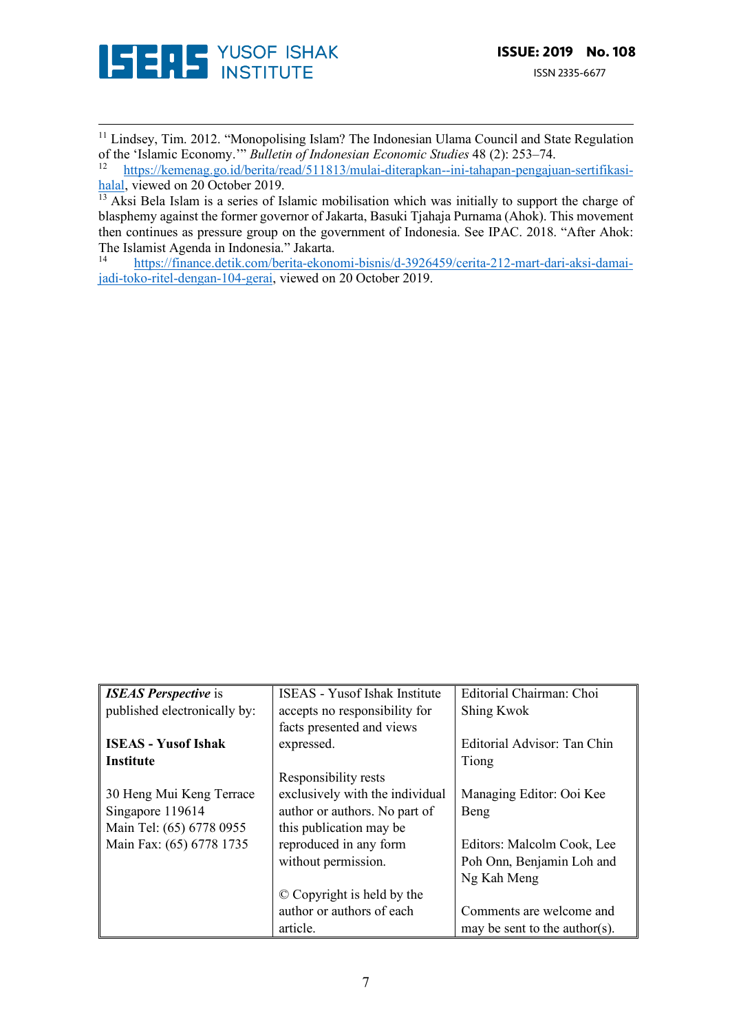[11] Lindsey, Tim. 2012. "Monopolising Islam? The Indonesian Ulama Council and State Regulation of the 'Islamic Economy.'" *Bulletin of Indonesian Economic Studies* 48 (2): 253–74.

[12] https://kemenag.go.id/berita/read/511813/mulai-diterapkan--ini-tahapan-pengajuan-sertifikasi-halal, viewed on 20 October 2019.

[13] Aksi Bela Islam is a series of Islamic mobilisation which was initially to support the charge of blasphemy against the former governor of Jakarta, Basuki Tjahaja Purnama (Ahok). This movement then continues as pressure group on the government of Indonesia. See IPAC. 2018. "After Ahok: The Islamist Agenda in Indonesia." Jakarta.

[14] https://finance.detik.com/berita-ekonomi-bisnis/d-3926459/cerita-212-mart-dari-aksi-damai-jadi-toko-ritel-dengan-104-gerai, viewed on 20 October 2019.

| | | |
|---|---|---|
| ***ISEAS Perspective*** is published electronically by:<br><br>**ISEAS - Yusof Ishak Institute**<br><br>30 Heng Mui Keng Terrace<br>Singapore 119614<br>Main Tel: (65) 6778 0955<br>Main Fax: (65) 6778 1735 | ISEAS - Yusof Ishak Institute accepts no responsibility for facts presented and views expressed.<br><br>Responsibility rests exclusively with the individual author or authors. No part of this publication may be reproduced in any form without permission.<br><br>© Copyright is held by the author or authors of each article. | Editorial Chairman: Choi Shing Kwok<br><br>Editorial Advisor: Tan Chin Tiong<br><br>Managing Editor: Ooi Kee Beng<br><br>Editors: Malcolm Cook, Lee Poh Onn, Benjamin Loh and Ng Kah Meng<br><br>Comments are welcome and may be sent to the author(s). |